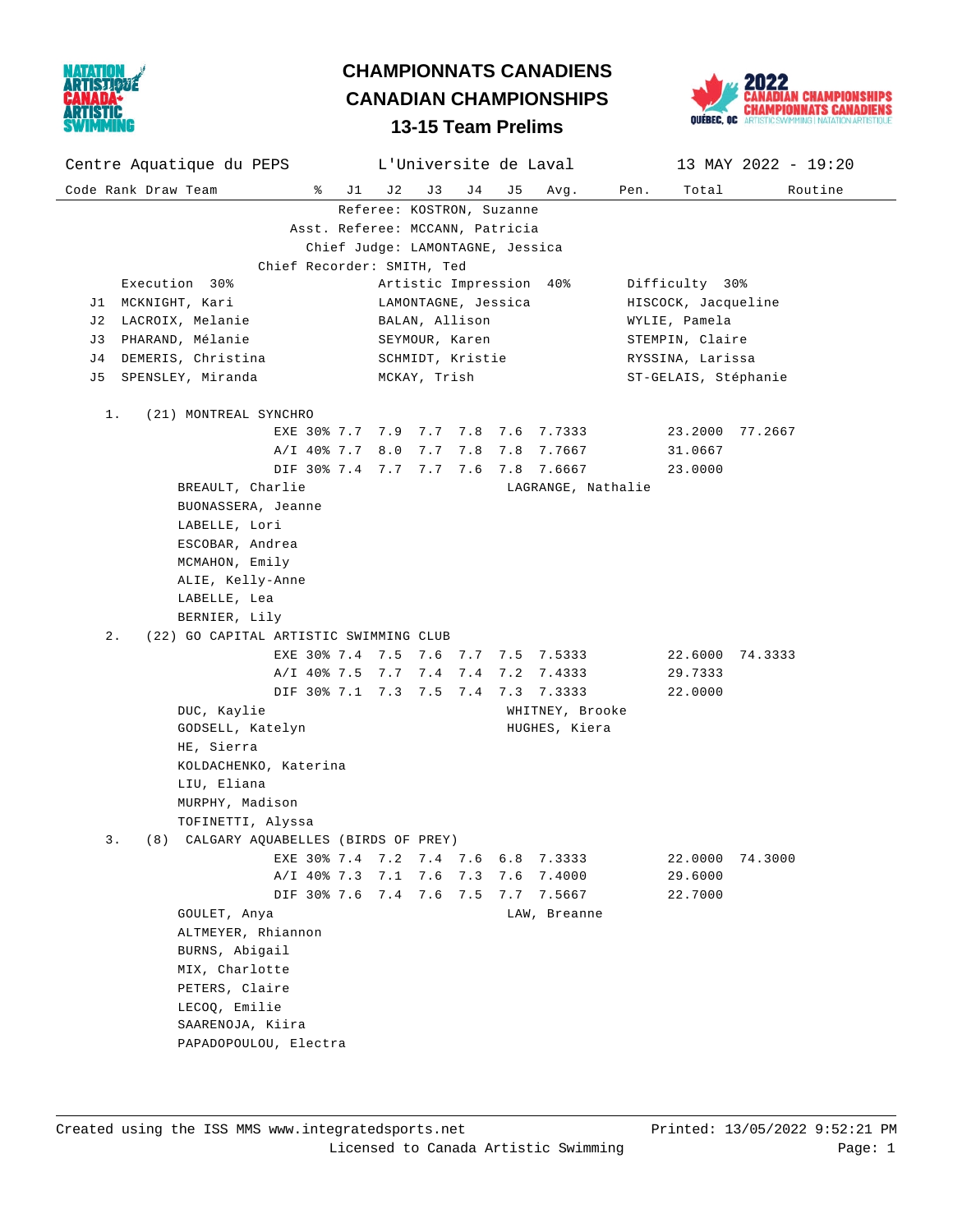# CHAMPIONNATS CANADIENS
# CANADIAN CHAMPIONSHIPS
## 13-15 Team Prelims

Centre Aquatique du PEPS — L'Universite de Laval — 13 MAY 2022 - 19:20

Referee: KOSTRON, Suzanne
Asst. Referee: MCCANN, Patricia
Chief Judge: LAMONTAGNE, Jessica
Chief Recorder: SMITH, Ted

| | Execution 30% | Artistic Impression 40% | Difficulty 30% |
|---|---|---|---|
| J1 | MCKNIGHT, Kari | LAMONTAGNE, Jessica | HISCOCK, Jacqueline |
| J2 | LACROIX, Melanie | BALAN, Allison | WYLIE, Pamela |
| J3 | PHARAND, Mélanie | SEYMOUR, Karen | STEMPIN, Claire |
| J4 | DEMERIS, Christina | SCHMIDT, Kristie | RYSSINA, Larissa |
| J5 | SPENSLEY, Miranda | MCKAY, Trish | ST-GELAIS, Stéphanie |

| Code | Rank | Draw | Team | % | J1 | J2 | J3 | J4 | J5 | Avg. | Pen. | Total | Routine |
|---|---|---|---|---|---|---|---|---|---|---|---|---|---|
| | 1. | (21) | MONTREAL SYNCHRO | EXE 30% | 7.7 | 7.9 | 7.7 | 7.8 | 7.6 | 7.7333 | | 23.2000 | 77.2667 |
| | | | | A/I 40% | 7.7 | 8.0 | 7.7 | 7.8 | 7.8 | 7.7667 | | 31.0667 | |
| | | | | DIF 30% | 7.4 | 7.7 | 7.7 | 7.6 | 7.8 | 7.6667 | | 23.0000 | |
| | 2. | (22) | GO CAPITAL ARTISTIC SWIMMING CLUB | EXE 30% | 7.4 | 7.5 | 7.6 | 7.7 | 7.5 | 7.5333 | | 22.6000 | 74.3333 |
| | | | | A/I 40% | 7.5 | 7.7 | 7.4 | 7.4 | 7.2 | 7.4333 | | 29.7333 | |
| | | | | DIF 30% | 7.1 | 7.3 | 7.5 | 7.4 | 7.3 | 7.3333 | | 22.0000 | |
| | 3. | (8) | CALGARY AQUABELLES (BIRDS OF PREY) | EXE 30% | 7.4 | 7.2 | 7.4 | 7.6 | 6.8 | 7.3333 | | 22.0000 | 74.3000 |
| | | | | A/I 40% | 7.3 | 7.1 | 7.6 | 7.3 | 7.6 | 7.4000 | | 29.6000 | |
| | | | | DIF 30% | 7.6 | 7.4 | 7.6 | 7.5 | 7.7 | 7.5667 | | 22.7000 | |

**1. (21) MONTREAL SYNCHRO**

BREAULT, Charlie
BUONASSERA, Jeanne
LABELLE, Lori
ESCOBAR, Andrea
MCMAHON, Emily
ALIE, Kelly-Anne
LABELLE, Lea
BERNIER, Lily

Reserve: LAGRANGE, Nathalie

**2. (22) GO CAPITAL ARTISTIC SWIMMING CLUB**

DUC, Kaylie
GODSELL, Katelyn
HE, Sierra
KOLDACHENKO, Katerina
LIU, Eliana
MURPHY, Madison
TOFINETTI, Alyssa

Reserves: WHITNEY, Brooke; HUGHES, Kiera

**3. (8) CALGARY AQUABELLES (BIRDS OF PREY)**

GOULET, Anya
ALTMEYER, Rhiannon
BURNS, Abigail
MIX, Charlotte
PETERS, Claire
LECOQ, Emilie
SAARENOJA, Kiira
PAPADOPOULOU, Electra

Reserve: LAW, Breanne

Created using the ISS MMS www.integratedsports.net — Printed: 13/05/2022 9:52:21 PM
Licensed to Canada Artistic Swimming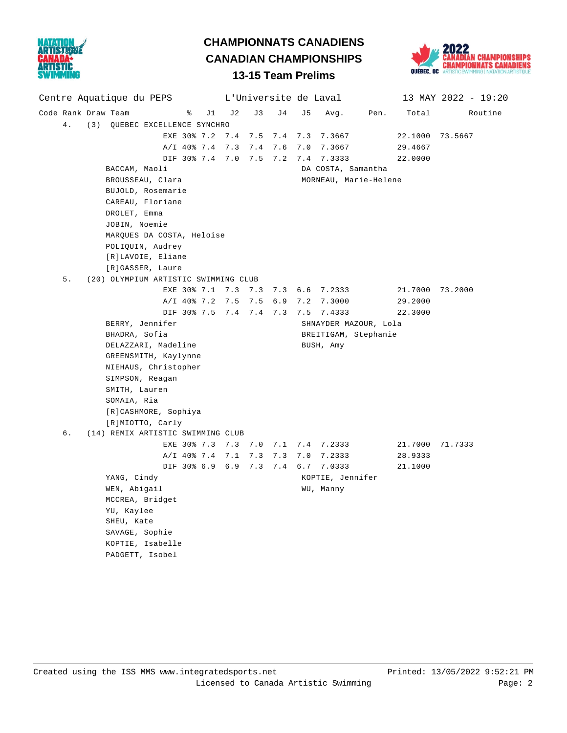# CHAMPIONNATS CANADIENS
# CANADIAN CHAMPIONSHIPS
## 13-15 Team Prelims

Centre Aquatique du PEPS | L'Universite de Laval | 13 MAY 2022 - 19:20

| Code | Rank | Draw | Team | % | J1 | J2 | J3 | J4 | J5 | Avg. | Pen. | Total | Routine |
|---|---|---|---|---|---|---|---|---|---|---|---|---|---|
| | 4. | (3) | QUEBEC EXCELLENCE SYNCHRO | | | | | | | | | | |
| | | | | EXE 30% | 7.2 | 7.4 | 7.5 | 7.4 | 7.3 | 7.3667 | | 22.1000 | 73.5667 |
| | | | | A/I 40% | 7.4 | 7.3 | 7.4 | 7.6 | 7.0 | 7.3667 | | 29.4667 | |
| | | | | DIF 30% | 7.4 | 7.0 | 7.5 | 7.2 | 7.4 | 7.3333 | | 22.0000 | |
| | 5. | (20) | OLYMPIUM ARTISTIC SWIMMING CLUB | | | | | | | | | | |
| | | | | EXE 30% | 7.1 | 7.3 | 7.3 | 7.3 | 6.6 | 7.2333 | | 21.7000 | 73.2000 |
| | | | | A/I 40% | 7.2 | 7.5 | 7.5 | 6.9 | 7.2 | 7.3000 | | 29.2000 | |
| | | | | DIF 30% | 7.5 | 7.4 | 7.4 | 7.3 | 7.5 | 7.4333 | | 22.3000 | |
| | 6. | (14) | REMIX ARTISTIC SWIMMING CLUB | | | | | | | | | | |
| | | | | EXE 30% | 7.3 | 7.3 | 7.0 | 7.1 | 7.4 | 7.2333 | | 21.7000 | 71.7333 |
| | | | | A/I 40% | 7.4 | 7.1 | 7.3 | 7.3 | 7.0 | 7.2333 | | 28.9333 | |
| | | | | DIF 30% | 6.9 | 6.9 | 7.3 | 7.4 | 6.7 | 7.0333 | | 21.1000 | |

**4. QUEBEC EXCELLENCE SYNCHRO**

BACCAM, Maoli
BROUSSEAU, Clara
BUJOLD, Rosemarie
CAREAU, Floriane
DROLET, Emma
JOBIN, Noemie
MARQUES DA COSTA, Heloise
POLIQUIN, Audrey
[R]LAVOIE, Eliane
[R]GASSER, Laure

DA COSTA, Samantha
MORNEAU, Marie-Helene

**5. OLYMPIUM ARTISTIC SWIMMING CLUB**

BERRY, Jennifer
BHADRA, Sofia
DELAZZARI, Madeline
GREENSMITH, Kaylynne
NIEHAUS, Christopher
SIMPSON, Reagan
SMITH, Lauren
SOMAIA, Ria
[R]CASHMORE, Sophiya
[R]MIOTTO, Carly

SHNAYDER MAZOUR, Lola
BREITIGAM, Stephanie
BUSH, Amy

**6. REMIX ARTISTIC SWIMMING CLUB**

YANG, Cindy
WEN, Abigail
MCCREA, Bridget
YU, Kaylee
SHEU, Kate
SAVAGE, Sophie
KOPTIE, Isabelle
PADGETT, Isobel

KOPTIE, Jennifer
WU, Manny

Created using the ISS MMS www.integratedsports.net — Printed: 13/05/2022 9:52:21 PM
Licensed to Canada Artistic Swimming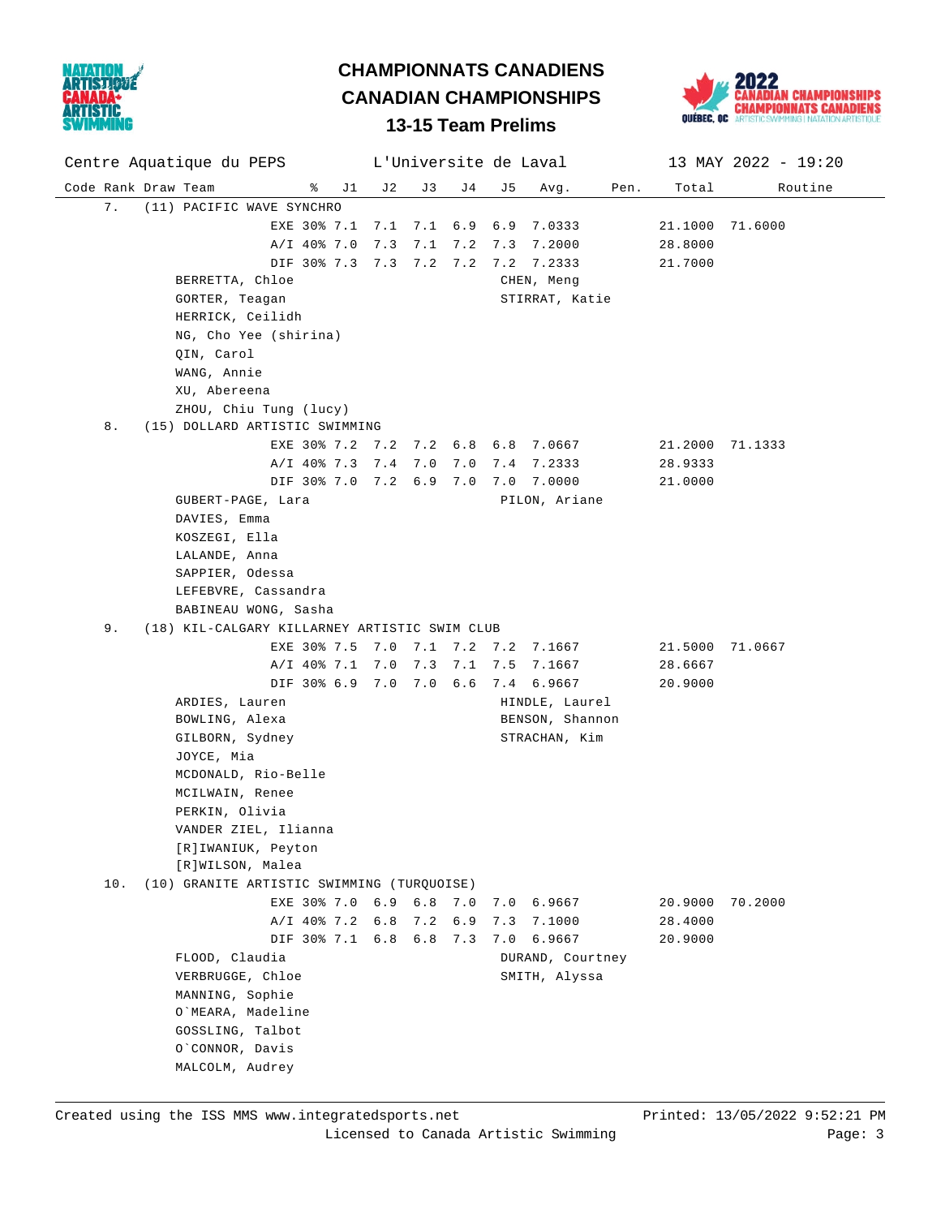# CHAMPIONNATS CANADIENS

# CANADIAN CHAMPIONSHIPS

## 13-15 Team Prelims

Centre Aquatique du PEPS — L'Universite de Laval — 13 MAY 2022 - 19:20

| Code | Rank | Draw | Team | % | J1 | J2 | J3 | J4 | J5 | Avg. | Pen. | Total | Routine |
|---|---|---|---|---|---|---|---|---|---|---|---|---|---|
| | 7. | (11) | PACIFIC WAVE SYNCHRO | | | | | | | | | | |
| | | | | EXE 30% | 7.1 | 7.1 | 7.1 | 6.9 | 6.9 | 7.0333 | | 21.1000 | 71.6000 |
| | | | | A/I 40% | 7.0 | 7.3 | 7.1 | 7.2 | 7.3 | 7.2000 | | 28.8000 | |
| | | | | DIF 30% | 7.3 | 7.3 | 7.2 | 7.2 | 7.2 | 7.2333 | | 21.7000 | |
| | 8. | (15) | DOLLARD ARTISTIC SWIMMING | | | | | | | | | | |
| | | | | EXE 30% | 7.2 | 7.2 | 7.2 | 6.8 | 6.8 | 7.0667 | | 21.2000 | 71.1333 |
| | | | | A/I 40% | 7.3 | 7.4 | 7.0 | 7.0 | 7.4 | 7.2333 | | 28.9333 | |
| | | | | DIF 30% | 7.0 | 7.2 | 6.9 | 7.0 | 7.0 | 7.0000 | | 21.0000 | |
| | 9. | (18) | KIL-CALGARY KILLARNEY ARTISTIC SWIM CLUB | | | | | | | | | | |
| | | | | EXE 30% | 7.5 | 7.0 | 7.1 | 7.2 | 7.2 | 7.1667 | | 21.5000 | 71.0667 |
| | | | | A/I 40% | 7.1 | 7.0 | 7.3 | 7.1 | 7.5 | 7.1667 | | 28.6667 | |
| | | | | DIF 30% | 6.9 | 7.0 | 7.0 | 6.6 | 7.4 | 6.9667 | | 20.9000 | |
| | 10. | (10) | GRANITE ARTISTIC SWIMMING (TURQUOISE) | | | | | | | | | | |
| | | | | EXE 30% | 7.0 | 6.9 | 6.8 | 7.0 | 7.0 | 6.9667 | | 20.9000 | 70.2000 |
| | | | | A/I 40% | 7.2 | 6.8 | 7.2 | 6.9 | 7.3 | 7.1000 | | 28.4000 | |
| | | | | DIF 30% | 7.1 | 6.8 | 6.8 | 7.3 | 7.0 | 6.9667 | | 20.9000 | |

**7. PACIFIC WAVE SYNCHRO**

Athletes: BERRETTA, Chloe; GORTER, Teagan; HERRICK, Ceilidh; NG, Cho Yee (shirina); QIN, Carol; WANG, Annie; XU, Abereena; ZHOU, Chiu Tung (lucy)

Coaches: CHEN, Meng; STIRRAT, Katie

**8. DOLLARD ARTISTIC SWIMMING**

Athletes: GUBERT-PAGE, Lara; DAVIES, Emma; KOSZEGI, Ella; LALANDE, Anna; SAPPIER, Odessa; LEFEBVRE, Cassandra; BABINEAU WONG, Sasha

Coach: PILON, Ariane

**9. KIL-CALGARY KILLARNEY ARTISTIC SWIM CLUB**

Athletes: ARDIES, Lauren; BOWLING, Alexa; GILBORN, Sydney; JOYCE, Mia; MCDONALD, Rio-Belle; MCILWAIN, Renee; PERKIN, Olivia; VANDER ZIEL, Ilianna; [R]IWANIUK, Peyton; [R]WILSON, Malea

Coaches: HINDLE, Laurel; BENSON, Shannon; STRACHAN, Kim

**10. GRANITE ARTISTIC SWIMMING (TURQUOISE)**

Athletes: FLOOD, Claudia; VERBRUGGE, Chloe; MANNING, Sophie; O`MEARA, Madeline; GOSSLING, Talbot; O`CONNOR, Davis; MALCOLM, Audrey

Coaches: DURAND, Courtney; SMITH, Alyssa

Created using the ISS MMS www.integratedsports.net — Printed: 13/05/2022 9:52:21 PM
Licensed to Canada Artistic Swimming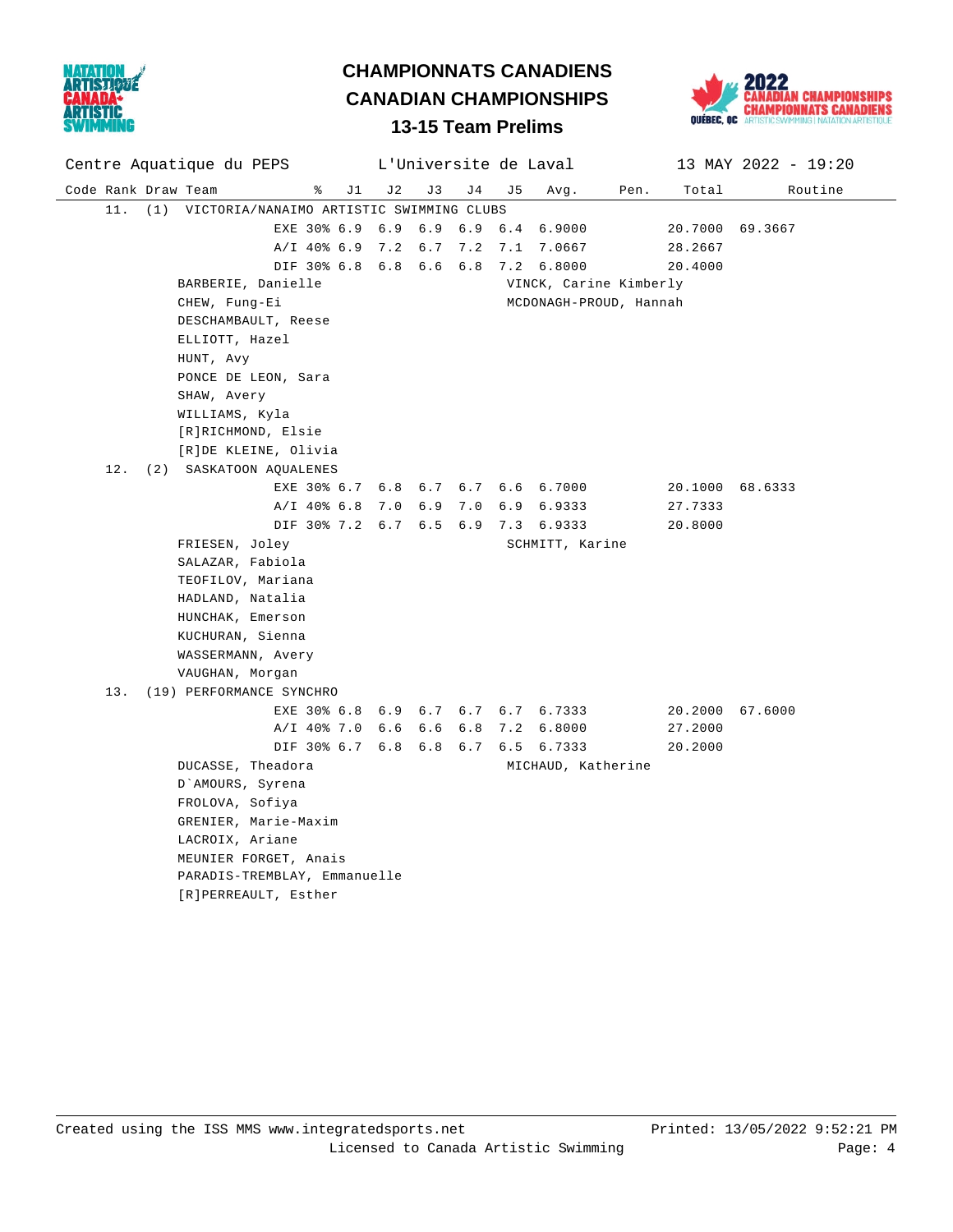# CHAMPIONNATS CANADIENS
# CANADIAN CHAMPIONSHIPS
### 13-15 Team Prelims

Centre Aquatique du PEPS — L'Universite de Laval — 13 MAY 2022 - 19:20

| Code | Rank | Draw | Team | % | J1 | J2 | J3 | J4 | J5 | Avg. | Pen. | Total | Routine |
|---|---|---|---|---|---|---|---|---|---|---|---|---|---|
| | 11. | (1) | VICTORIA/NANAIMO ARTISTIC SWIMMING CLUBS | | | | | | | | | | |
| | | | | EXE 30% | 6.9 | 6.9 | 6.9 | 6.9 | 6.4 | 6.9000 | | 20.7000 | 69.3667 |
| | | | | A/I 40% | 6.9 | 7.2 | 6.7 | 7.2 | 7.1 | 7.0667 | | 28.2667 | |
| | | | | DIF 30% | 6.8 | 6.8 | 6.6 | 6.8 | 7.2 | 6.8000 | | 20.4000 | |
| | 12. | (2) | SASKATOON AQUALENES | | | | | | | | | | |
| | | | | EXE 30% | 6.7 | 6.8 | 6.7 | 6.7 | 6.6 | 6.7000 | | 20.1000 | 68.6333 |
| | | | | A/I 40% | 6.8 | 7.0 | 6.9 | 7.0 | 6.9 | 6.9333 | | 27.7333 | |
| | | | | DIF 30% | 7.2 | 6.7 | 6.5 | 6.9 | 7.3 | 6.9333 | | 20.8000 | |
| | 13. | (19) | PERFORMANCE SYNCHRO | | | | | | | | | | |
| | | | | EXE 30% | 6.8 | 6.9 | 6.7 | 6.7 | 6.7 | 6.7333 | | 20.2000 | 67.6000 |
| | | | | A/I 40% | 7.0 | 6.6 | 6.6 | 6.8 | 7.2 | 6.8000 | | 27.2000 | |
| | | | | DIF 30% | 6.7 | 6.8 | 6.8 | 6.7 | 6.5 | 6.7333 | | 20.2000 | |

**11. VICTORIA/NANAIMO ARTISTIC SWIMMING CLUBS**

Athletes:
- BARBERIE, Danielle
- CHEW, Fung-Ei
- DESCHAMBAULT, Reese
- ELLIOTT, Hazel
- HUNT, Avy
- PONCE DE LEON, Sara
- SHAW, Avery
- WILLIAMS, Kyla
- [R]RICHMOND, Elsie
- [R]DE KLEINE, Olivia

Coaches:
- VINCK, Carine Kimberly
- MCDONAGH-PROUD, Hannah

**12. SASKATOON AQUALENES**

Athletes:
- FRIESEN, Joley
- SALAZAR, Fabiola
- TEOFILOV, Mariana
- HADLAND, Natalia
- HUNCHAK, Emerson
- KUCHURAN, Sienna
- WASSERMANN, Avery
- VAUGHAN, Morgan

Coach:
- SCHMITT, Karine

**13. PERFORMANCE SYNCHRO**

Athletes:
- DUCASSE, Theadora
- D`AMOURS, Syrena
- FROLOVA, Sofiya
- GRENIER, Marie-Maxim
- LACROIX, Ariane
- MEUNIER FORGET, Anais
- PARADIS-TREMBLAY, Emmanuelle
- [R]PERREAULT, Esther

Coach:
- MICHAUD, Katherine

Created using the ISS MMS www.integratedsports.net — Printed: 13/05/2022 9:52:21 PM

Licensed to Canada Artistic Swimming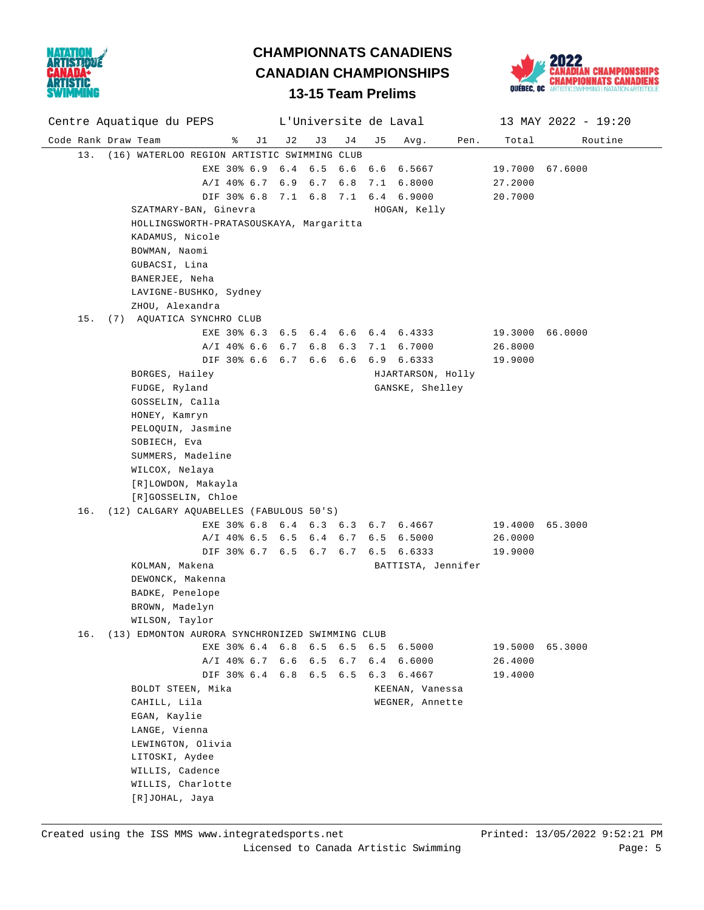# CHAMPIONNATS CANADIENS
# CANADIAN CHAMPIONSHIPS
## 13-15 Team Prelims

Centre Aquatique du PEPS — L'Universite de Laval — 13 MAY 2022 - 19:20

| Code | Rank | Draw | Team | % | J1 | J2 | J3 | J4 | J5 | Avg. | Pen. | Total | Routine |
|---|---|---|---|---|---|---|---|---|---|---|---|---|---|
| | 13. | (16) | WATERLOO REGION ARTISTIC SWIMMING CLUB | | | | | | | | | | |
| | | | | EXE 30% | 6.9 | 6.4 | 6.5 | 6.6 | 6.6 | 6.5667 | | 19.7000 | 67.6000 |
| | | | | A/I 40% | 6.7 | 6.9 | 6.7 | 6.8 | 7.1 | 6.8000 | | 27.2000 | |
| | | | | DIF 30% | 6.8 | 7.1 | 6.8 | 7.1 | 6.4 | 6.9000 | | 20.7000 | |
| | | | SZATMARY-BAN, Ginevra<br>HOLLINGSWORTH-PRATASOUSKAYA, Margaritta<br>KADAMUS, Nicole<br>BOWMAN, Naomi<br>GUBACSI, Lina<br>BANERJEE, Neha<br>LAVIGNE-BUSHKO, Sydney<br>ZHOU, Alexandra | | | | | | HOGAN, Kelly | | | | |
| | 15. | (7) | AQUATICA SYNCHRO CLUB | | | | | | | | | | |
| | | | | EXE 30% | 6.3 | 6.5 | 6.4 | 6.6 | 6.4 | 6.4333 | | 19.3000 | 66.0000 |
| | | | | A/I 40% | 6.6 | 6.7 | 6.8 | 6.3 | 7.1 | 6.7000 | | 26.8000 | |
| | | | | DIF 30% | 6.6 | 6.7 | 6.6 | 6.6 | 6.9 | 6.6333 | | 19.9000 | |
| | | | BORGES, Hailey<br>FUDGE, Ryland<br>GOSSELIN, Calla<br>HONEY, Kamryn<br>PELOQUIN, Jasmine<br>SOBIECH, Eva<br>SUMMERS, Madeline<br>WILCOX, Nelaya<br>[R]LOWDON, Makayla<br>[R]GOSSELIN, Chloe | | | | | | HJARTARSON, Holly<br>GANSKE, Shelley | | | | |
| | 16. | (12) | CALGARY AQUABELLES (FABULOUS 50'S) | | | | | | | | | | |
| | | | | EXE 30% | 6.8 | 6.4 | 6.3 | 6.3 | 6.7 | 6.4667 | | 19.4000 | 65.3000 |
| | | | | A/I 40% | 6.5 | 6.5 | 6.4 | 6.7 | 6.5 | 6.5000 | | 26.0000 | |
| | | | | DIF 30% | 6.7 | 6.5 | 6.7 | 6.7 | 6.5 | 6.6333 | | 19.9000 | |
| | | | KOLMAN, Makena<br>DEWONCK, Makenna<br>BADKE, Penelope<br>BROWN, Madelyn<br>WILSON, Taylor | | | | | | BATTISTA, Jennifer | | | | |
| | 16. | (13) | EDMONTON AURORA SYNCHRONIZED SWIMMING CLUB | | | | | | | | | | |
| | | | | EXE 30% | 6.4 | 6.8 | 6.5 | 6.5 | 6.5 | 6.5000 | | 19.5000 | 65.3000 |
| | | | | A/I 40% | 6.7 | 6.6 | 6.5 | 6.7 | 6.4 | 6.6000 | | 26.4000 | |
| | | | | DIF 30% | 6.4 | 6.8 | 6.5 | 6.5 | 6.3 | 6.4667 | | 19.4000 | |
| | | | BOLDT STEEN, Mika<br>CAHILL, Lila<br>EGAN, Kaylie<br>LANGE, Vienna<br>LEWINGTON, Olivia<br>LITOSKI, Aydee<br>WILLIS, Cadence<br>WILLIS, Charlotte<br>[R]JOHAL, Jaya | | | | | | KEENAN, Vanessa<br>WEGNER, Annette | | | | |

Created using the ISS MMS www.integratedsports.net — Printed: 13/05/2022 9:52:21 PM
Licensed to Canada Artistic Swimming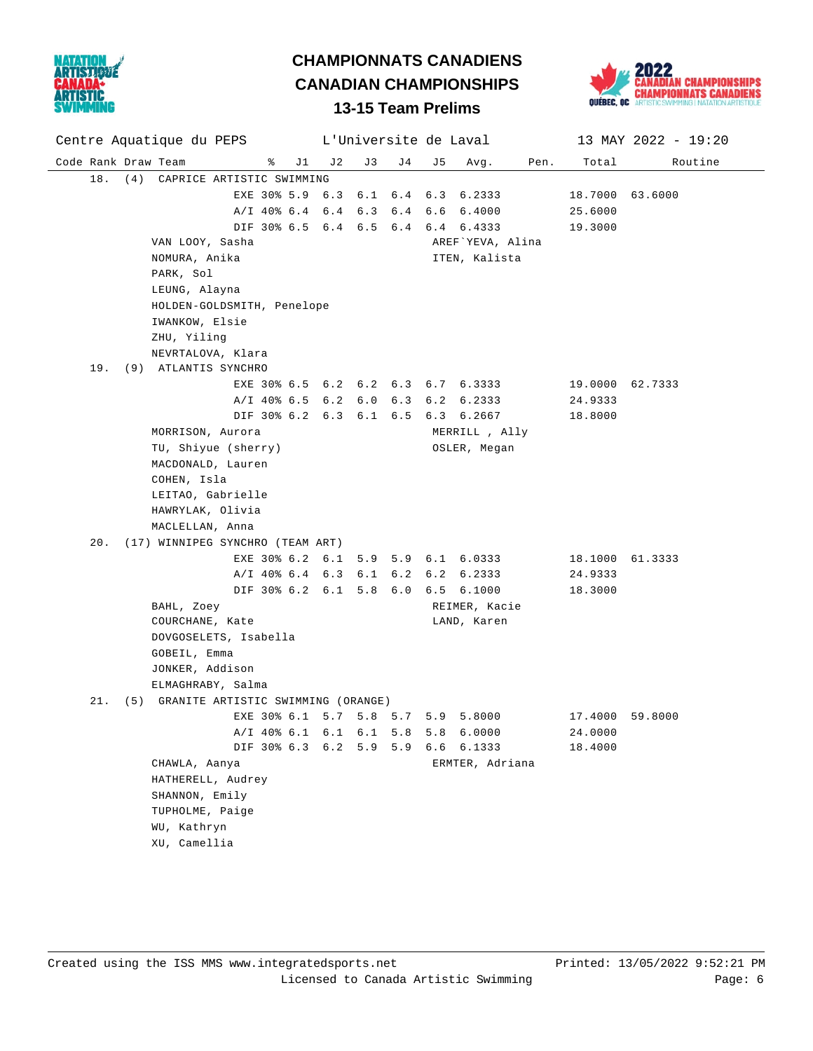# CHAMPIONNATS CANADIENS
# CANADIAN CHAMPIONSHIPS
## 13-15 Team Prelims

Centre Aquatique du PEPS — L'Universite de Laval — 13 MAY 2022 - 19:20

| Code | Rank | Draw | Team | % | J1 | J2 | J3 | J4 | J5 | Avg. | Pen. | Total | Routine |
|---|---|---|---|---|---|---|---|---|---|---|---|---|---|
| | 18. | (4) | CAPRICE ARTISTIC SWIMMING | | | | | | | | | | |
| | | | EXE | 30% | 5.9 | 6.3 | 6.1 | 6.4 | 6.3 | 6.2333 | | 18.7000 | 63.6000 |
| | | | A/I | 40% | 6.4 | 6.4 | 6.3 | 6.4 | 6.6 | 6.4000 | | 25.6000 | |
| | | | DIF | 30% | 6.5 | 6.4 | 6.5 | 6.4 | 6.4 | 6.4333 | | 19.3000 | |
| | 19. | (9) | ATLANTIS SYNCHRO | | | | | | | | | | |
| | | | EXE | 30% | 6.5 | 6.2 | 6.2 | 6.3 | 6.7 | 6.3333 | | 19.0000 | 62.7333 |
| | | | A/I | 40% | 6.5 | 6.2 | 6.0 | 6.3 | 6.2 | 6.2333 | | 24.9333 | |
| | | | DIF | 30% | 6.2 | 6.3 | 6.1 | 6.5 | 6.3 | 6.2667 | | 18.8000 | |
| | 20. | (17) | WINNIPEG SYNCHRO (TEAM ART) | | | | | | | | | | |
| | | | EXE | 30% | 6.2 | 6.1 | 5.9 | 5.9 | 6.1 | 6.0333 | | 18.1000 | 61.3333 |
| | | | A/I | 40% | 6.4 | 6.3 | 6.1 | 6.2 | 6.2 | 6.2333 | | 24.9333 | |
| | | | DIF | 30% | 6.2 | 6.1 | 5.8 | 6.0 | 6.5 | 6.1000 | | 18.3000 | |
| | 21. | (5) | GRANITE ARTISTIC SWIMMING (ORANGE) | | | | | | | | | | |
| | | | EXE | 30% | 6.1 | 5.7 | 5.8 | 5.7 | 5.9 | 5.8000 | | 17.4000 | 59.8000 |
| | | | A/I | 40% | 6.1 | 6.1 | 6.1 | 5.8 | 5.8 | 6.0000 | | 24.0000 | |
| | | | DIF | 30% | 6.3 | 6.2 | 5.9 | 5.9 | 6.6 | 6.1333 | | 18.4000 | |

**18. CAPRICE ARTISTIC SWIMMING**
- VAN LOOY, Sasha
- NOMURA, Anika
- PARK, Sol
- LEUNG, Alayna
- HOLDEN-GOLDSMITH, Penelope
- IWANKOW, Elsie
- ZHU, Yiling
- NEVRTALOVA, Klara
- AREF`YEVA, Alina
- ITEN, Kalista

**19. ATLANTIS SYNCHRO**
- MORRISON, Aurora
- TU, Shiyue (sherry)
- MACDONALD, Lauren
- COHEN, Isla
- LEITAO, Gabrielle
- HAWRYLAK, Olivia
- MACLELLAN, Anna
- MERRILL , Ally
- OSLER, Megan

**20. WINNIPEG SYNCHRO (TEAM ART)**
- BAHL, Zoey
- COURCHANE, Kate
- DOVGOSELETS, Isabella
- GOBEIL, Emma
- JONKER, Addison
- ELMAGHRABY, Salma
- REIMER, Kacie
- LAND, Karen

**21. GRANITE ARTISTIC SWIMMING (ORANGE)**
- CHAWLA, Aanya
- HATHERELL, Audrey
- SHANNON, Emily
- TUPHOLME, Paige
- WU, Kathryn
- XU, Camellia
- ERMTER, Adriana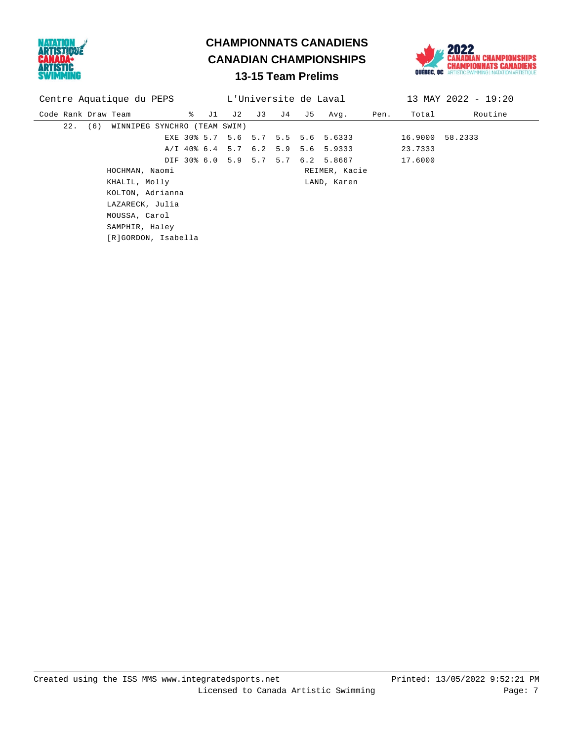# CHAMPIONNATS CANADIENS
# CANADIAN CHAMPIONSHIPS
## 13-15 Team Prelims

Centre Aquatique du PEPS — L'Universite de Laval — 13 MAY 2022 - 19:20

| Code | Rank | Draw | Team | % | J1 | J2 | J3 | J4 | J5 | Avg. | Pen. | Total | Routine |
|---|---|---|---|---|---|---|---|---|---|---|---|---|---|
| | 22. | (6) | WINNIPEG SYNCHRO (TEAM SWIM) | | | | | | | | | | |
| | | | | EXE 30% | 5.7 | 5.6 | 5.7 | 5.5 | 5.6 | 5.6333 | | 16.9000 | 58.2333 |
| | | | | A/I 40% | 6.4 | 5.7 | 6.2 | 5.9 | 5.6 | 5.9333 | | 23.7333 | |
| | | | | DIF 30% | 6.0 | 5.9 | 5.7 | 5.7 | 6.2 | 5.8667 | | 17.6000 | |

HOCHMAN, Naomi
KHALIL, Molly
KOLTON, Adrianna
LAZARECK, Julia
MOUSSA, Carol
SAMPHIR, Haley
[R]GORDON, Isabella

REIMER, Kacie
LAND, Karen

Created using the ISS MMS www.integratedsports.net — Printed: 13/05/2022 9:52:21 PM
Licensed to Canada Artistic Swimming